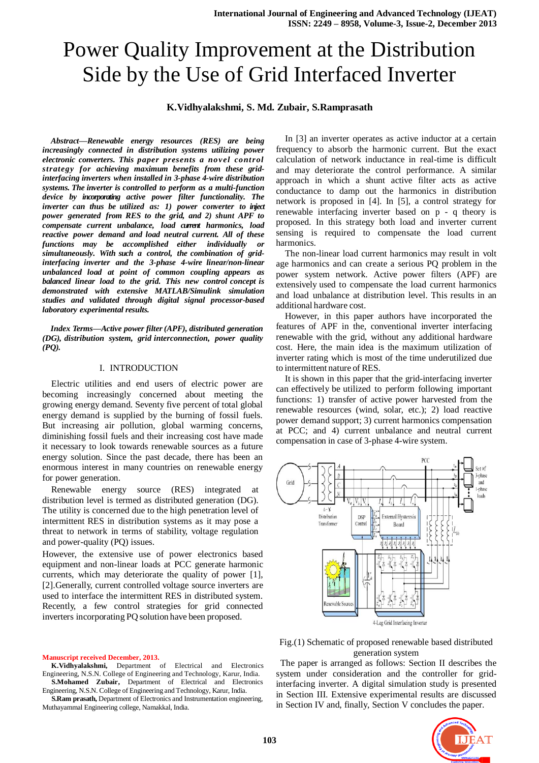# Power Quality Improvement at the Distribution Side by the Use of Grid Interfaced Inverter

**K.Vidhyalakshmi, S. Md. Zubair, S.Ramprasath**

***Abstract—Renewable energy resources (RES) are being increasingly connected in distribution systems utilizing power electronic converters. This paper presents a novel control strategy for achieving maximum benefits from these grid-interfacing inverters when installed in 3-phase 4-wire distribution systems. The inverter is controlled to perform as a multi-function device by incorporating active power filter functionality. The inverter can thus be utilized as: 1) power converter to inject power generated from RES to the grid, and 2) shunt APF to compensate current unbalance, load current harmonics, load reactive power demand and load neutral current. All of these functions may be accomplished either individually or simultaneously. With such a control, the combination of grid-interfacing inverter and the 3-phase 4-wire linear/non-linear unbalanced load at point of common coupling appears as balanced linear load to the grid. This new control concept is demonstrated with extensive MATLAB/Simulink simulation studies and validated through digital signal processor-based laboratory experimental results.***

***Index Terms—Active power filter (APF), distributed generation (DG), distribution system, grid interconnection, power quality (PQ).***

## I. INTRODUCTION

Electric utilities and end users of electric power are becoming increasingly concerned about meeting the growing energy demand. Seventy five percent of total global energy demand is supplied by the burning of fossil fuels. But increasing air pollution, global warming concerns, diminishing fossil fuels and their increasing cost have made it necessary to look towards renewable sources as a future energy solution. Since the past decade, there has been an enormous interest in many countries on renewable energy for power generation.

Renewable energy source (RES) integrated at distribution level is termed as distributed generation (DG). The utility is concerned due to the high penetration level of intermittent RES in distribution systems as it may pose a threat to network in terms of stability, voltage regulation and power-quality (PQ) issues.

However, the extensive use of power electronics based equipment and non-linear loads at PCC generate harmonic currents, which may deteriorate the quality of power [1], [2].Generally, current controlled voltage source inverters are used to interface the intermittent RES in distributed system. Recently, a few control strategies for grid connected inverters incorporating PQ solution have been proposed.

In [3] an inverter operates as active inductor at a certain frequency to absorb the harmonic current. But the exact calculation of network inductance in real-time is difficult and may deteriorate the control performance. A similar approach in which a shunt active filter acts as active conductance to damp out the harmonics in distribution network is proposed in [4]. In [5], a control strategy for renewable interfacing inverter based on p - q theory is proposed. In this strategy both load and inverter current sensing is required to compensate the load current harmonics.

The non-linear load current harmonics may result in volt age harmonics and can create a serious PQ problem in the power system network. Active power filters (APF) are extensively used to compensate the load current harmonics and load unbalance at distribution level. This results in an additional hardware cost.

However, in this paper authors have incorporated the features of APF in the, conventional inverter interfacing renewable with the grid, without any additional hardware cost. Here, the main idea is the maximum utilization of inverter rating which is most of the time underutilized due to intermittent nature of RES.

It is shown in this paper that the grid-interfacing inverter can effectively be utilized to perform following important functions: 1) transfer of active power harvested from the renewable resources (wind, solar, etc.); 2) load reactive power demand support; 3) current harmonics compensation at PCC; and 4) current unbalance and neutral current compensation in case of 3-phase 4-wire system.

Fig.(1) Schematic of proposed renewable based distributed generation system

The paper is arranged as follows: Section II describes the system under consideration and the controller for grid-interfacing inverter. A digital simulation study is presented in Section III. Extensive experimental results are discussed in Section IV and, finally, Section V concludes the paper.

**Manuscript received December, 2013.**

**K.Vidhyalakshmi,** Department of Electrical and Electronics Engineering, N.S.N. College of Engineering and Technology, Karur, India.

**S.Mohamed Zubair,** Department of Electrical and Electronics Engineering, N.S.N. College of Engineering and Technology, Karur, India.

**S.Ram prasath,** Department of Electronics and Instrumentation engineering, Muthayammal Engineering college, Namakkal, India.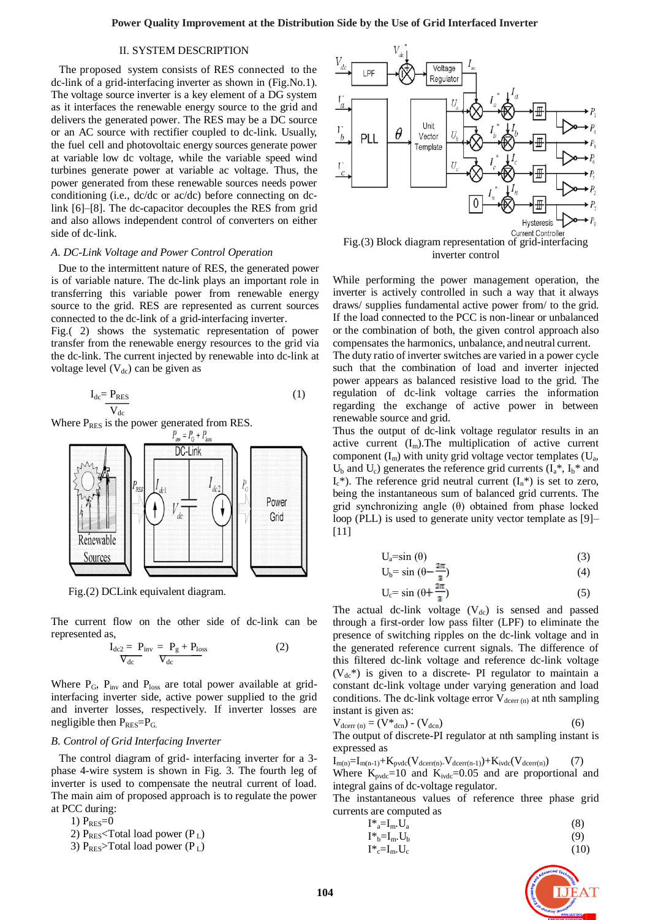## II. SYSTEM DESCRIPTION

The proposed system consists of RES connected to the dc-link of a grid-interfacing inverter as shown in (Fig.No.1). The voltage source inverter is a key element of a DG system as it interfaces the renewable energy source to the grid and delivers the generated power. The RES may be a DC source or an AC source with rectifier coupled to dc-link. Usually, the fuel cell and photovoltaic energy sources generate power at variable low dc voltage, while the variable speed wind turbines generate power at variable ac voltage. Thus, the power generated from these renewable sources needs power conditioning (i.e., dc/dc or ac/dc) before connecting on dc-link [6]–[8]. The dc-capacitor decouples the RES from grid and also allows independent control of converters on either side of dc-link.

### A. DC-Link Voltage and Power Control Operation

Due to the intermittent nature of RES, the generated power is of variable nature. The dc-link plays an important role in transferring this variable power from renewable energy source to the grid. RES are represented as current sources connected to the dc-link of a grid-interfacing inverter. Fig.( 2) shows the systematic representation of power transfer from the renewable energy resources to the grid via the dc-link. The current injected by renewable into dc-link at voltage level ($V_{dc}$) can be given as

$$I_{dc} = \frac{P_{RES}}{V_{dc}} \quad (1)$$

Where $P_{RES}$ is the power generated from RES.

Fig.(2) DCLink equivalent diagram.

The current flow on the other side of dc-link can be represented as,

$$I_{dc2} = \frac{P_{inv}}{V_{dc}} = \frac{P_g + P_{loss}}{V_{dc}} \quad (2)$$

Where $P_G$, $P_{inv}$ and $P_{loss}$ are total power available at grid-interfacing inverter side, active power supplied to the grid and inverter losses, respectively. If inverter losses are negligible then $P_{RES}=P_G$.

### B. Control of Grid Interfacing Inverter

The control diagram of grid- interfacing inverter for a 3-phase 4-wire system is shown in Fig. 3. The fourth leg of inverter is used to compensate the neutral current of load. The main aim of proposed approach is to regulate the power at PCC during:

1) $P_{RES}=0$
2) $P_{RES}$<Total load power ($P_L$)
3) $P_{RES}$>Total load power ($P_L$)

Fig.(3) Block diagram representation of grid-interfacing inverter control

While performing the power management operation, the inverter is actively controlled in such a way that it always draws/ supplies fundamental active power from/ to the grid. If the load connected to the PCC is non-linear or unbalanced or the combination of both, the given control approach also compensates the harmonics, unbalance, and neutral current. The duty ratio of inverter switches are varied in a power cycle such that the combination of load and inverter injected power appears as balanced resistive load to the grid. The regulation of dc-link voltage carries the information regarding the exchange of active power in between renewable source and grid.

Thus the output of dc-link voltage regulator results in an active current ($I_m$).The multiplication of active current component ($I_m$) with unity grid voltage vector templates ($U_a$, $U_b$ and $U_c$) generates the reference grid currents ($I_a^*$, $I_b^*$ and $I_c^*$). The reference grid neutral current ($I_n^*$) is set to zero, being the instantaneous sum of balanced grid currents. The grid synchronizing angle (θ) obtained from phase locked loop (PLL) is used to generate unity vector template as [9]–[11]

$$U_a = \sin(\theta) \quad (3)$$

$$U_b = \sin\left(\theta - \frac{2\pi}{3}\right) \quad (4)$$

$$U_c = \sin\left(\theta + \frac{2\pi}{3}\right) \quad (5)$$

The actual dc-link voltage ($V_{dc}$) is sensed and passed through a first-order low pass filter (LPF) to eliminate the presence of switching ripples on the dc-link voltage and in the generated reference current signals. The difference of this filtered dc-link voltage and reference dc-link voltage ($V_{dc}^*$) is given to a discrete- PI regulator to maintain a constant dc-link voltage under varying generation and load conditions. The dc-link voltage error $V_{dcerr\,(n)}$ at nth sampling instant is given as:

$$V_{dcerr\,(n)} = (V^*_{dcn}) - (V_{dcn}) \quad (6)$$

The output of discrete-PI regulator at nth sampling instant is expressed as

$$I_{m(n)} = I_{m(n-1)} + K_{pvdc}(V_{dcerr(n)} - V_{dcerr(n-1)}) + K_{ivdc}(V_{dcerr(n)}) \quad (7)$$

Where $K_{pvdc}=10$ and $K_{ivdc}=0.05$ and are proportional and integral gains of dc-voltage regulator.

The instantaneous values of reference three phase grid currents are computed as

$$I^*_a = I_m . U_a \quad (8)$$

$$I^*_b = I_m . U_b \quad (9)$$

$$I^*_c = I_m . U_c \quad (10)$$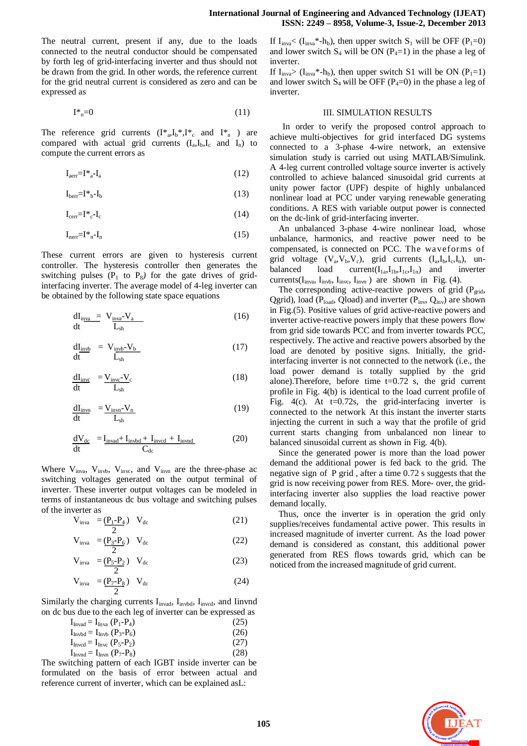The neutral current, present if any, due to the loads connected to the neutral conductor should be compensated by forth leg of grid-interfacing inverter and thus should not be drawn from the grid. In other words, the reference current for the grid neutral current is considered as zero and can be expressed as

$$I^*_n=0 \tag{11}$$

The reference grid currents ($I^*_a, I_b^*, I^*_c$ and $I^*_n$ ) are compared with actual grid currents ($I_a, I_b, I_c$ and $I_n$) to compute the current errors as

$$I_{aerr}=I^*_a-I_a \tag{12}$$

$$I_{berr}=I^*_b-I_b \tag{13}$$

$$I_{cerr}=I^*_c-I_c \tag{14}$$

$$I_{nerr}=I^*_n-I_n \tag{15}$$

These current errors are given to hysteresis current controller. The hysteresis controller then generates the switching pulses ($P_1$ to $P_8$) for the gate drives of grid-interfacing inverter. The average model of 4-leg inverter can be obtained by the following state space equations

$$\frac{dI_{inva}}{dt} = \frac{V_{inva}-V_a}{L_{sh}} \tag{16}$$

$$\frac{dI_{invb}}{dt} = \frac{V_{invb}-V_b}{L_{sh}} \tag{17}$$

$$\frac{dI_{invc}}{dt} = \frac{V_{invc}-V_c}{L_{sh}} \tag{18}$$

$$\frac{dI_{invn}}{dt} = \frac{V_{invn}-V_n}{L_{sh}} \tag{19}$$

$$\frac{dV_{dc}}{dt} = \frac{I_{invad}+I_{invbd}+I_{invcd}+I_{invnd}}{C_{dc}} \tag{20}$$

Where $V_{inva}$, $V_{invb}$, $V_{invc}$, and $V_{invn}$ are the three-phase ac switching voltages generated on the output terminal of inverter. These inverter output voltages can be modeled in terms of instantaneous dc bus voltage and switching pulses of the inverter as

$$V_{inva} = \frac{(P_1-P_4)}{2} V_{dc} \tag{21}$$

$$V_{inva} = \frac{(P_3-P_6)}{2} V_{dc} \tag{22}$$

$$V_{inva} = \frac{(P_5-P_2)}{2} V_{dc} \tag{23}$$

$$V_{inva} = \frac{(P_7-P_8)}{2} V_{dc} \tag{24}$$

Similarly the charging currents $I_{invad}$, $I_{invbd}$, $I_{invcd}$, and Iinvnd on dc bus due to the each leg of inverter can be expressed as

$$I_{Invad} = I_{Inva}(P_1-P_4) \tag{25}$$

$$I_{Invbd} = I_{Invb}(P_3-P_6) \tag{26}$$

$$I_{Invcd} = I_{Invc}(P_5-P_2) \tag{27}$$

$$I_{Invnd} = I_{Invn}(P_7-P_8) \tag{28}$$

The switching pattern of each IGBT inside inverter can be formulated on the basis of error between actual and reference current of inverter, which can be explained asL:

If $I_{inva} < (I_{inva}^*-h_b)$, then upper switch $S_1$ will be OFF ($P_1=0$) and lower switch $S_4$ will be ON ($P_4=1$) in the phase a leg of inverter.

If $I_{inva} > (I_{inva}^*-h_b)$, then upper switch S1 will be ON ($P_1=1$) and lower switch $S_4$ will be OFF ($P_4=0$) in the phase a leg of inverter.

## III. SIMULATION RESULTS

In order to verify the proposed control approach to achieve multi-objectives for grid interfaced DG systems connected to a 3-phase 4-wire network, an extensive simulation study is carried out using MATLAB/Simulink. A 4-leg current controlled voltage source inverter is actively controlled to achieve balanced sinusoidal grid currents at unity power factor (UPF) despite of highly unbalanced nonlinear load at PCC under varying renewable generating conditions. A RES with variable output power is connected on the dc-link of grid-interfacing inverter.

An unbalanced 3-phase 4-wire nonlinear load, whose unbalance, harmonics, and reactive power need to be compensated, is connected on PCC. The waveforms of grid voltage ($V_a, V_b, V_c$), grid currents ($I_a, I_b, I_c, I_n$), un-balanced load current($I_{1a}, I_{1b}, I_{1c}, I_{1n}$) and inverter currents($I_{inva}$, $I_{invb}$, $I_{invc}$, $I_{invn}$ ) are shown in Fig. (4).

The corresponding active-reactive powers of grid ($P_{grid}$, Qgrid), load ($P_{load}$, Qload) and inverter ($P_{inv}$, $Q_{inv}$) are shown in Fig.(5). Positive values of grid active-reactive powers and inverter active-reactive powers imply that these powers flow from grid side towards PCC and from inverter towards PCC, respectively. The active and reactive powers absorbed by the load are denoted by positive signs. Initially, the grid-interfacing inverter is not connected to the network (i.e., the load power demand is totally supplied by the grid alone).Therefore, before time t=0.72 s, the grid current profile in Fig. 4(b) is identical to the load current profile of Fig. 4(c). At t=0.72s, the grid-interfacing inverter is connected to the network At this instant the inverter starts injecting the current in such a way that the profile of grid current starts changing from unbalanced non linear to balanced sinusoidal current as shown in Fig. 4(b).

Since the generated power is more than the load power demand the additional power is fed back to the grid. The negative sign of P grid , after a time 0.72 s suggests that the grid is now receiving power from RES. More- over, the grid-interfacing inverter also supplies the load reactive power demand locally.

Thus, once the inverter is in operation the grid only supplies/receives fundamental active power. This results in increased magnitude of inverter current. As the load power demand is considered as constant, this additional power generated from RES flows towards grid, which can be noticed from the increased magnitude of grid current.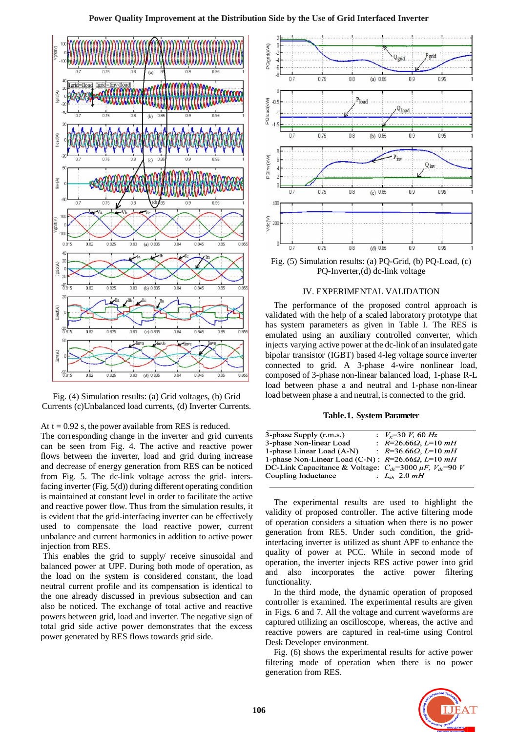Fig. (4) Simulation results: (a) Grid voltages, (b) Grid Currents (c)Unbalanced load currents, (d) Inverter Currents.

At t = 0.92 s, the power available from RES is reduced. The corresponding change in the inverter and grid currents can be seen from Fig. 4. The active and reactive power flows between the inverter, load and grid during increase and decrease of energy generation from RES can be noticed from Fig. 5. The dc-link voltage across the grid- interfacing inverter (Fig. 5(d)) during different operating condition is maintained at constant level in order to facilitate the active and reactive power flow. Thus from the simulation results, it is evident that the grid-interfacing inverter can be effectively used to compensate the load reactive power, current unbalance and current harmonics in addition to active power injection from RES.

This enables the grid to supply/ receive sinusoidal and balanced power at UPF. During both mode of operation, as the load on the system is considered constant, the load neutral current profile and its compensation is identical to the one already discussed in previous subsection and can also be noticed. The exchange of total active and reactive powers between grid, load and inverter. The negative sign of total grid side active power demonstrates that the excess power generated by RES flows towards grid side.

Fig. (5) Simulation results: (a) PQ-Grid, (b) PQ-Load, (c) PQ-Inverter,(d) dc-link voltage

## IV. EXPERIMENTAL VALIDATION

The performance of the proposed control approach is validated with the help of a scaled laboratory prototype that has system parameters as given in Table I. The RES is emulated using an auxiliary controlled converter, which injects varying active power at the dc-link of an insulated gate bipolar transistor (IGBT) based 4-leg voltage source inverter connected to grid. A 3-phase 4-wire nonlinear load, composed of 3-phase non-linear balanced load, 1-phase R-L load between phase a and neutral and 1-phase non-linear load between phase a and neutral, is connected to the grid.

**Table.1. System Parameter**

| Parameter | | Value |
|---|---|---|
| 3-phase Supply (r.m.s.) | : | $V_g$=30 *V*, 60 *Hz* |
| 3-phase Non-linear Load | : | *R*=26.66Ω, *L*=10 *mH* |
| 1-phase Linear Load (A-N) | : | *R*=36.66Ω, *L*=10 *mH* |
| 1-phase Non-Linear Load (C-N) | : | *R*=26.66Ω, *L*=10 *mH* |
| DC-Link Capacitance & Voltage | : | $C_{dc}$=3000 *μF*, $V_{dc}$=90 *V* |
| Coupling Inductance | : | $L_{sh}$=2.0 *mH* |

The experimental results are used to highlight the validity of proposed controller. The active filtering mode of operation considers a situation when there is no power generation from RES. Under such condition, the grid-interfacing inverter is utilized as shunt APF to enhance the quality of power at PCC. While in second mode of operation, the inverter injects RES active power into grid and also incorporates the active power filtering functionality.

In the third mode, the dynamic operation of proposed controller is examined. The experimental results are given in Figs. 6 and 7. All the voltage and current waveforms are captured utilizing an oscilloscope, whereas, the active and reactive powers are captured in real-time using Control Desk Developer environment.

Fig. (6) shows the experimental results for active power filtering mode of operation when there is no power generation from RES.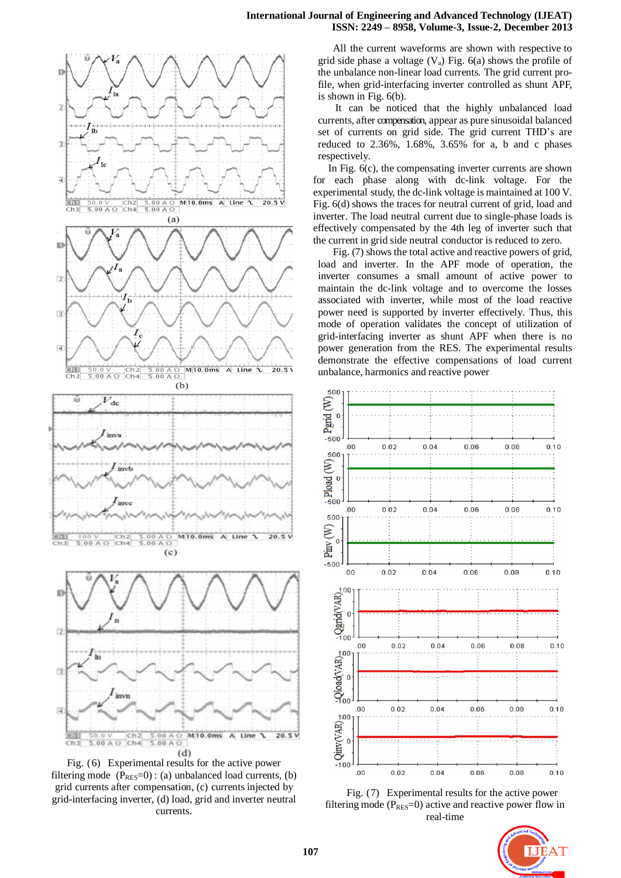Fig. (6) Experimental results for the active power filtering mode ($P_{RES}$=0) : (a) unbalanced load currents, (b) grid currents after compensation, (c) currents injected by grid-interfacing inverter, (d) load, grid and inverter neutral currents.

All the current waveforms are shown with respective to grid side phase a voltage ($V_a$) Fig. 6(a) shows the profile of the unbalance non-linear load currents. The grid current profile, when grid-interfacing inverter controlled as shunt APF, is shown in Fig. 6(b).

It can be noticed that the highly unbalanced load currents, after compensation, appear as pure sinusoidal balanced set of currents on grid side. The grid current THD's are reduced to 2.36%, 1.68%, 3.65% for a, b and c phases respectively.

In Fig. 6(c), the compensating inverter currents are shown for each phase along with dc-link voltage. For the experimental study, the dc-link voltage is maintained at 100 V. Fig. 6(d) shows the traces for neutral current of grid, load and inverter. The load neutral current due to single-phase loads is effectively compensated by the 4th leg of inverter such that the current in grid side neutral conductor is reduced to zero.

Fig. (7) shows the total active and reactive powers of grid, load and inverter. In the APF mode of operation, the inverter consumes a small amount of active power to maintain the dc-link voltage and to overcome the losses associated with inverter, while most of the load reactive power need is supported by inverter effectively. Thus, this mode of operation validates the concept of utilization of grid-interfacing inverter as shunt APF when there is no power generation from the RES. The experimental results demonstrate the effective compensations of load current unbalance, harmonics and reactive power

Fig. (7) Experimental results for the active power filtering mode ($P_{RES}$=0) active and reactive power flow in real-time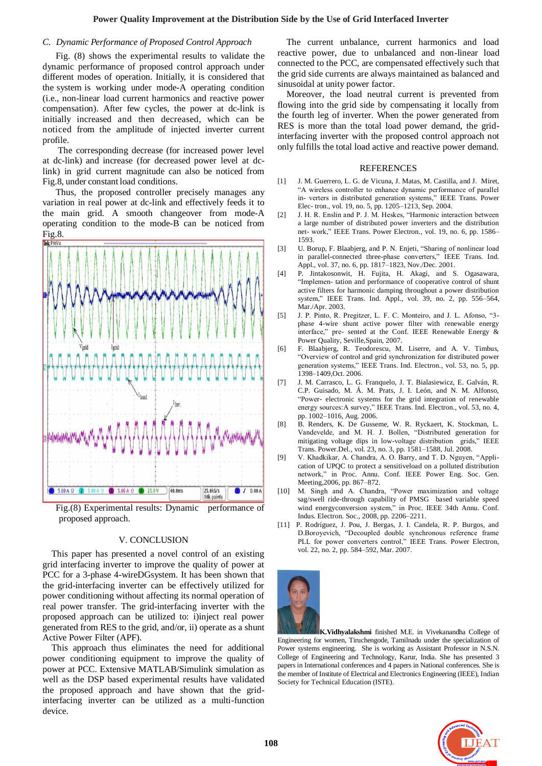### C. Dynamic Performance of Proposed Control Approach

Fig. (8) shows the experimental results to validate the dynamic performance of proposed control approach under different modes of operation. Initially, it is considered that the system is working under mode-A operating condition (i.e., non-linear load current harmonics and reactive power compensation). After few cycles, the power at dc-link is initially increased and then decreased, which can be noticed from the amplitude of injected inverter current profile.

The corresponding decrease (for increased power level at dc-link) and increase (for decreased power level at dc-link) in grid current magnitude can also be noticed from Fig.8, under constant load conditions.

Thus, the proposed controller precisely manages any variation in real power at dc-link and effectively feeds it to the main grid. A smooth changeover from mode-A operating condition to the mode-B can be noticed from Fig.8.

Fig.(8) Experimental results: Dynamic performance of proposed approach.

## V. CONCLUSION

This paper has presented a novel control of an existing grid interfacing inverter to improve the quality of power at PCC for a 3-phase 4-wireDGsystem. It has been shown that the grid-interfacing inverter can be effectively utilized for power conditioning without affecting its normal operation of real power transfer. The grid-interfacing inverter with the proposed approach can be utilized to: i)inject real power generated from RES to the grid, and/or, ii) operate as a shunt Active Power Filter (APF).

This approach thus eliminates the need for additional power conditioning equipment to improve the quality of power at PCC. Extensive MATLAB/Simulink simulation as well as the DSP based experimental results have validated the proposed approach and have shown that the grid-interfacing inverter can be utilized as a multi-function device.

The current unbalance, current harmonics and load reactive power, due to unbalanced and non-linear load connected to the PCC, are compensated effectively such that the grid side currents are always maintained as balanced and sinusoidal at unity power factor.

Moreover, the load neutral current is prevented from flowing into the grid side by compensating it locally from the fourth leg of inverter. When the power generated from RES is more than the total load power demand, the grid-interfacing inverter with the proposed control approach not only fulfills the total load active and reactive power demand.

## REFERENCES

[1] J. M. Guerrero, L. G. de Vicuna, J. Matas, M. Castilla, and J. Miret, "A wireless controller to enhance dynamic performance of parallel in- verters in distributed generation systems," IEEE Trans. Power Elec- tron., vol. 19, no. 5, pp. 1205–1213, Sep. 2004.

[2] J. H. R. Enslin and P. J. M. Heskes, "Harmonic interaction between a large number of distributed power inverters and the distribution net- work," IEEE Trans. Power Electron., vol. 19, no. 6, pp. 1586–1593.

[3] U. Borup, F. Blaabjerg, and P. N. Enjeti, "Sharing of nonlinear load in parallel-connected three-phase converters," IEEE Trans. Ind. Appl., vol. 37, no. 6, pp. 1817–1823, Nov./Dec. 2001.

[4] P. Jintakosonwit, H. Fujita, H. Akagi, and S. Ogasawara, "Implemen- tation and performance of cooperative control of shunt active filters for harmonic damping throughout a power distribution system," IEEE Trans. Ind. Appl., vol. 39, no. 2, pp. 556–564, Mar./Apr. 2003.

[5] J. P. Pinto, R. Pregitzer, L. F. C. Monteiro, and J. L. Afonso, "3-phase 4-wire shunt active power filter with renewable energy interface," pre- sented at the Conf. IEEE Renewable Energy & Power Quality, Seville,Spain, 2007.

[6] F. Blaabjerg, R. Teodorescu, M. Liserre, and A. V. Timbus, "Overview of control and grid synchronization for distributed power generation systems," IEEE Trans. Ind. Electron., vol. 53, no. 5, pp. 1398–1409,Oct. 2006.

[7] J. M. Carrasco, L. G. Franquelo, J. T. Bialasiewicz, E. Galván, R. C.P. Guisado, M. Á. M. Prats, J. I. León, and N. M. Alfonso, "Power- electronic systems for the grid integration of renewable energy sources:A survey," IEEE Trans. Ind. Electron., vol. 53, no. 4, pp. 1002–1016, Aug. 2006.

[8] B. Renders, K. De Gusseme, W. R. Ryckaert, K. Stockman, L. Vandevelde, and M. H. J. Bollen, "Distributed generation for mitigating voltage dips in low-voltage distribution grids," IEEE Trans. Power.Del., vol. 23, no. 3, pp. 1581–1588, Jul. 2008.

[9] V. Khadkikar, A. Chandra, A. O. Barry, and T. D. Nguyen, "Application of UPQC to protect a sensitiveload on a polluted distribution network," in Proc. Annu. Conf. IEEE Power Eng. Soc. Gen. Meeting,2006, pp. 867–872.

[10] M. Singh and A. Chandra, "Power maximization and voltage sag/swell ride-through capability of PMSG based variable speed wind energyconversion system," in Proc. IEEE 34th Annu. Conf. Indus. Electron. Soc., 2008, pp. 2206–2211.

[11] P. Rodríguez, J. Pou, J. Bergas, J. I. Candela, R. P. Burgos, and D.Boroyevich, "Decoupled double synchronous reference frame PLL for power converters control," IEEE Trans. Power Electron, vol. 22, no. 2, pp. 584–592, Mar. 2007.

**K.Vidhyalakshmi** finished M.E. in Vivekanandha College of Engineering for women, Tiruchengode, Tamilnadu under the specialization of Power systems engineering. She is working as Assistant Professor in N.S.N. College of Engineering and Technology, Karur, India. She has presented 3 papers in International conferences and 4 papers in National conferences. She is the member of Institute of Electrical and Electronics Engineering (IEEE), Indian Society for Technical Education (ISTE).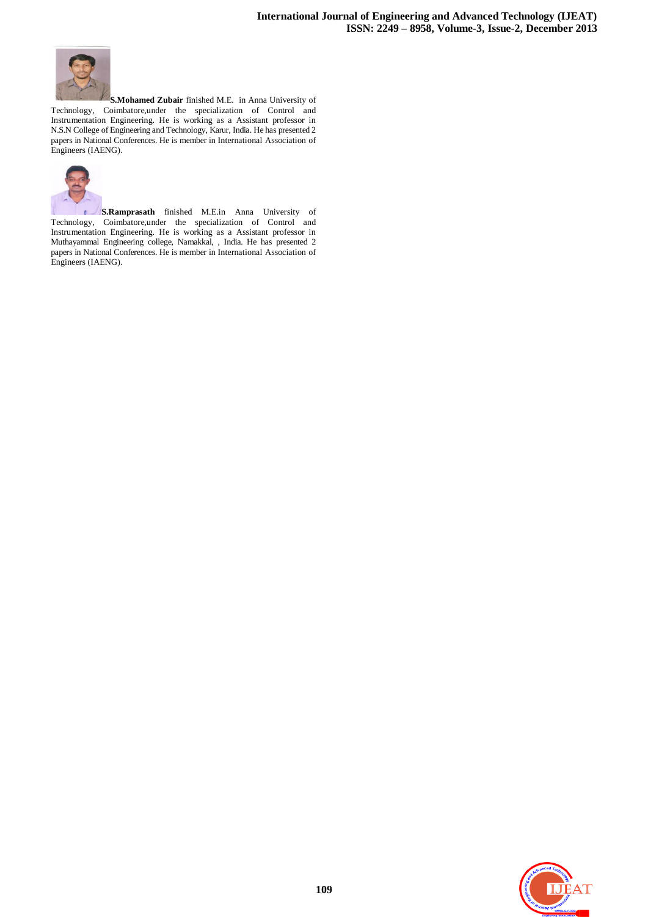**S.Mohamed Zubair** finished M.E. in Anna University of Technology, Coimbatore,under the specialization of Control and Instrumentation Engineering. He is working as a Assistant professor in N.S.N College of Engineering and Technology, Karur, India. He has presented 2 papers in National Conferences. He is member in International Association of Engineers (IAENG).

**S.Ramprasath** finished M.E.in Anna University of Technology, Coimbatore,under the specialization of Control and Instrumentation Engineering. He is working as a Assistant professor in Muthayammal Engineering college, Namakkal, , India. He has presented 2 papers in National Conferences. He is member in International Association of Engineers (IAENG).